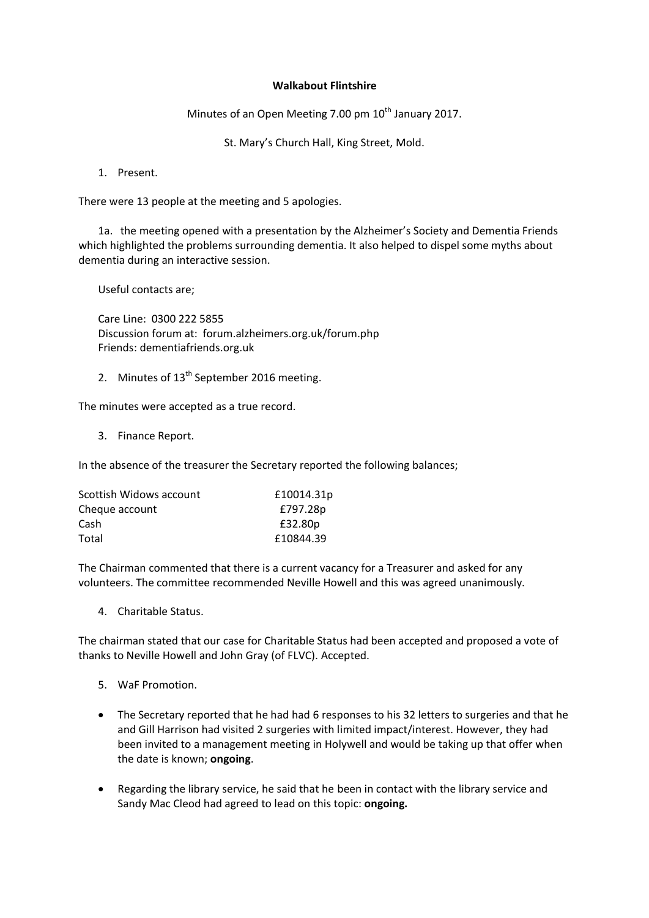**Walkabout Flintshire**

Minutes of an Open Meeting 7.00 pm 10th January 2017.

St. Mary's Church Hall, King Street, Mold.

1. Present.

There were 13 people at the meeting and 5 apologies.

1a. the meeting opened with a presentation by the Alzheimer's Society and Dementia Friends which highlighted the problems surrounding dementia. It also helped to dispel some myths about dementia during an interactive session.

Useful contacts are;

Care Line: 0300 222 5855
Discussion forum at: forum.alzheimers.org.uk/forum.php
Friends: dementiafriends.org.uk

2. Minutes of 13th September 2016 meeting.

The minutes were accepted as a true record.

3. Finance Report.

In the absence of the treasurer the Secretary reported the following balances;

| | |
|---|---|
| Scottish Widows account | £10014.31p |
| Cheque account | £797.28p |
| Cash | £32.80p |
| Total | £10844.39 |

The Chairman commented that there is a current vacancy for a Treasurer and asked for any volunteers. The committee recommended Neville Howell and this was agreed unanimously.

4. Charitable Status.

The chairman stated that our case for Charitable Status had been accepted and proposed a vote of thanks to Neville Howell and John Gray (of FLVC). Accepted.

5. WaF Promotion.

- The Secretary reported that he had had 6 responses to his 32 letters to surgeries and that he and Gill Harrison had visited 2 surgeries with limited impact/interest. However, they had been invited to a management meeting in Holywell and would be taking up that offer when the date is known; **ongoing**.
- Regarding the library service, he said that he been in contact with the library service and Sandy Mac Cleod had agreed to lead on this topic: **ongoing.**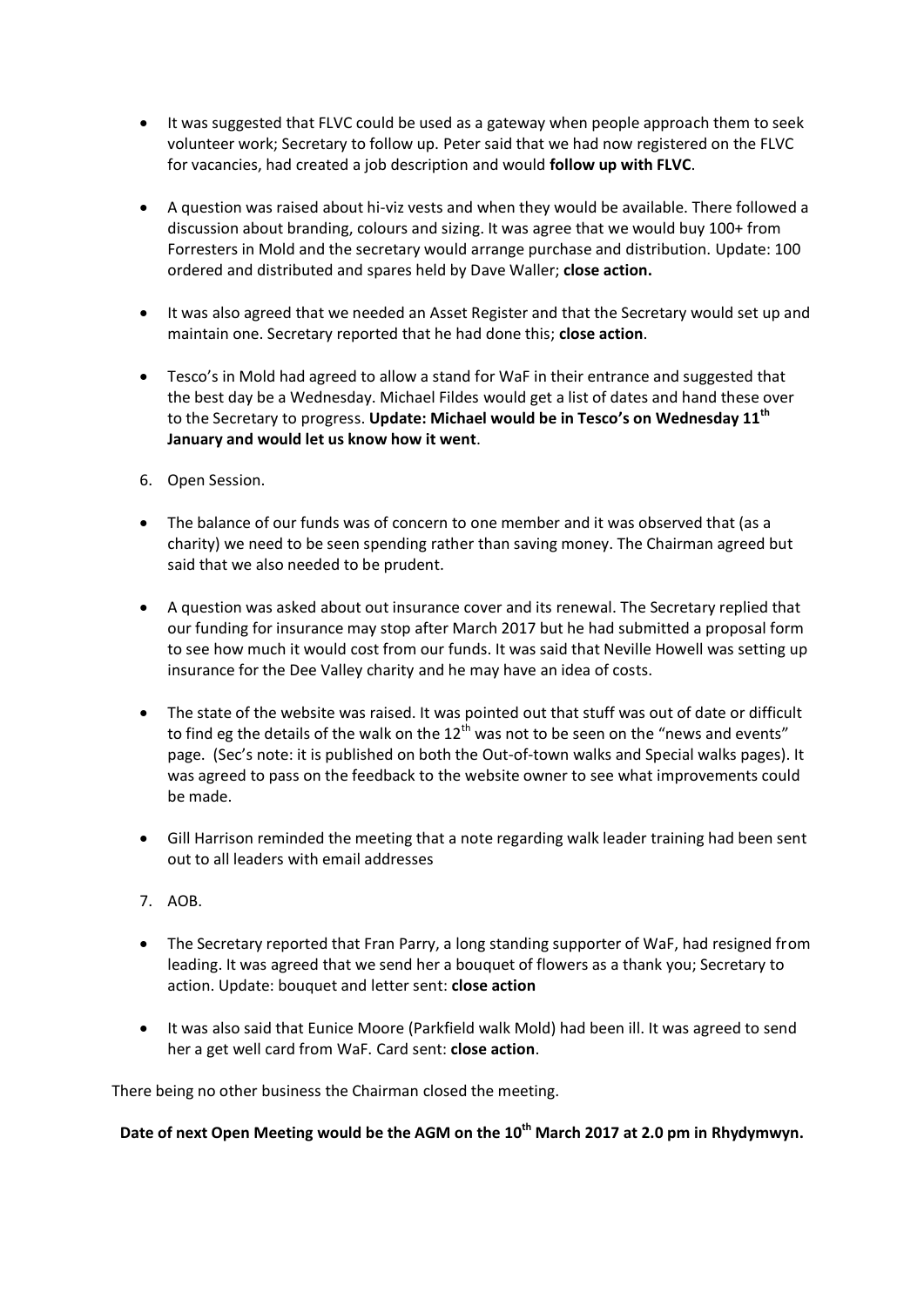- It was suggested that FLVC could be used as a gateway when people approach them to seek volunteer work; Secretary to follow up. Peter said that we had now registered on the FLVC for vacancies, had created a job description and would **follow up with FLVC**.

- A question was raised about hi-viz vests and when they would be available. There followed a discussion about branding, colours and sizing. It was agree that we would buy 100+ from Forresters in Mold and the secretary would arrange purchase and distribution. Update: 100 ordered and distributed and spares held by Dave Waller; **close action.**

- It was also agreed that we needed an Asset Register and that the Secretary would set up and maintain one. Secretary reported that he had done this; **close action**.

- Tesco's in Mold had agreed to allow a stand for WaF in their entrance and suggested that the best day be a Wednesday. Michael Fildes would get a list of dates and hand these over to the Secretary to progress. **Update: Michael would be in Tesco's on Wednesday 11th January and would let us know how it went**.

6. Open Session.

- The balance of our funds was of concern to one member and it was observed that (as a charity) we need to be seen spending rather than saving money. The Chairman agreed but said that we also needed to be prudent.

- A question was asked about out insurance cover and its renewal. The Secretary replied that our funding for insurance may stop after March 2017 but he had submitted a proposal form to see how much it would cost from our funds. It was said that Neville Howell was setting up insurance for the Dee Valley charity and he may have an idea of costs.

- The state of the website was raised. It was pointed out that stuff was out of date or difficult to find eg the details of the walk on the 12th was not to be seen on the "news and events" page. (Sec's note: it is published on both the Out-of-town walks and Special walks pages). It was agreed to pass on the feedback to the website owner to see what improvements could be made.

- Gill Harrison reminded the meeting that a note regarding walk leader training had been sent out to all leaders with email addresses

7. AOB.

- The Secretary reported that Fran Parry, a long standing supporter of WaF, had resigned from leading. It was agreed that we send her a bouquet of flowers as a thank you; Secretary to action. Update: bouquet and letter sent: **close action**

- It was also said that Eunice Moore (Parkfield walk Mold) had been ill. It was agreed to send her a get well card from WaF. Card sent: **close action**.

There being no other business the Chairman closed the meeting.

**Date of next Open Meeting would be the AGM on the 10th March 2017 at 2.0 pm in Rhydymwyn.**